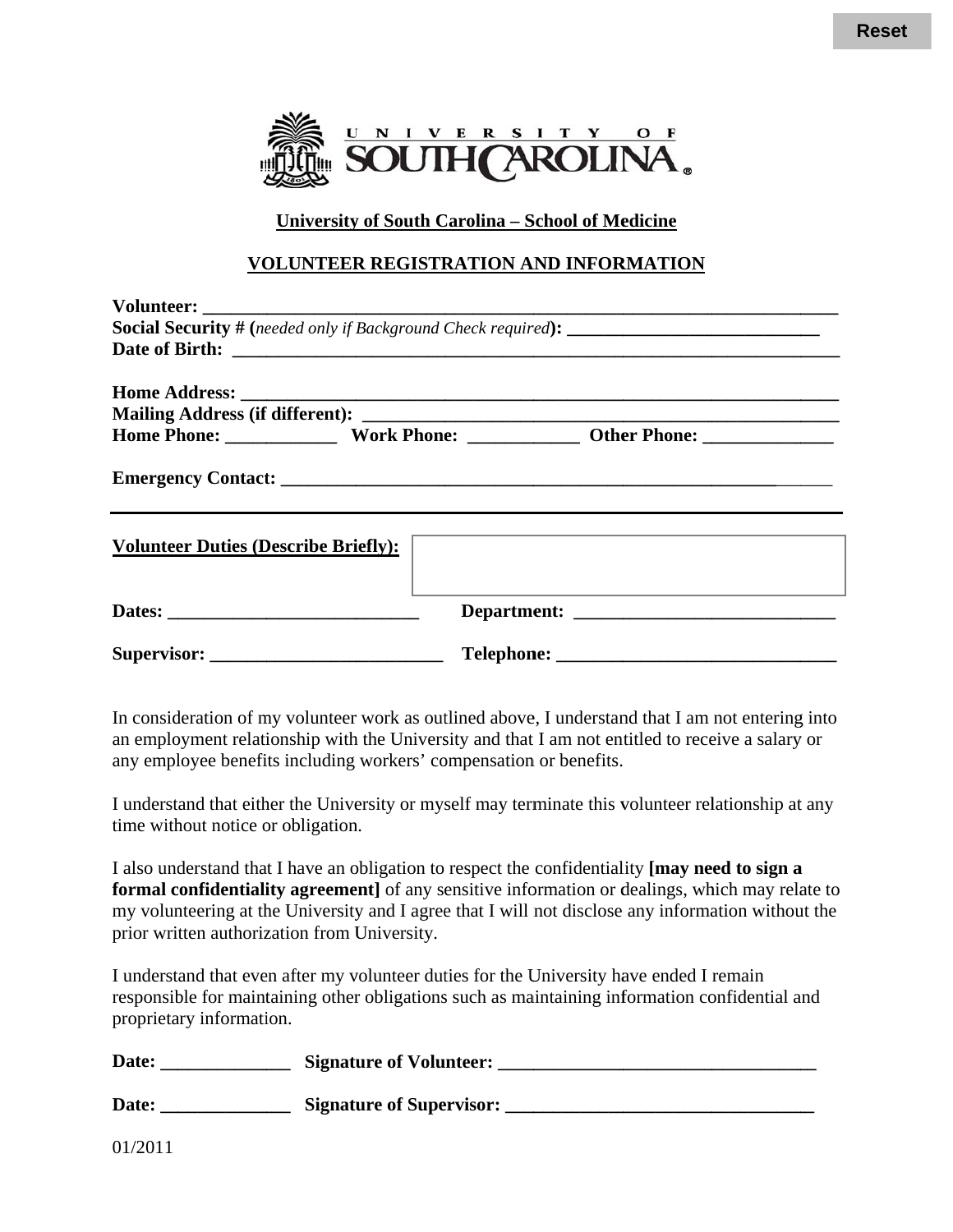Reset

UNIVERSITY OF SOUTH CAROLINA

**University of South Carolina – School of Medicine**

**VOLUNTEER REGISTRATION AND INFORMATION**

**Volunteer:** ___________________________________________________________________________

**Social Security # (***needed only if Background Check required***):** ____________________________

**Date of Birth:** ______________________________________________________________________

**Home Address:** ____________________________________________________________________

**Mailing Address (if different):** ______________________________________________________

**Home Phone:** ____________ **Work Phone:** ____________ **Other Phone:** ______________

**Emergency Contact:** ________________________________________________________________

---

**Volunteer Duties (Describe Briefly):**

**Dates:** ___________________________ **Department:** ____________________________

**Supervisor:** _________________________ **Telephone:** ______________________________

In consideration of my volunteer work as outlined above, I understand that I am not entering into an employment relationship with the University and that I am not entitled to receive a salary or any employee benefits including workers' compensation or benefits.

I understand that either the University or myself may terminate this volunteer relationship at any time without notice or obligation.

I also understand that I have an obligation to respect the confidentiality **[may need to sign a formal confidentiality agreement]** of any sensitive information or dealings, which may relate to my volunteering at the University and I agree that I will not disclose any information without the prior written authorization from University.

I understand that even after my volunteer duties for the University have ended I remain responsible for maintaining other obligations such as maintaining information confidential and proprietary information.

**Date:** ______________ **Signature of Volunteer:** __________________________________

**Date:** ______________ **Signature of Supervisor:** _________________________________

01/2011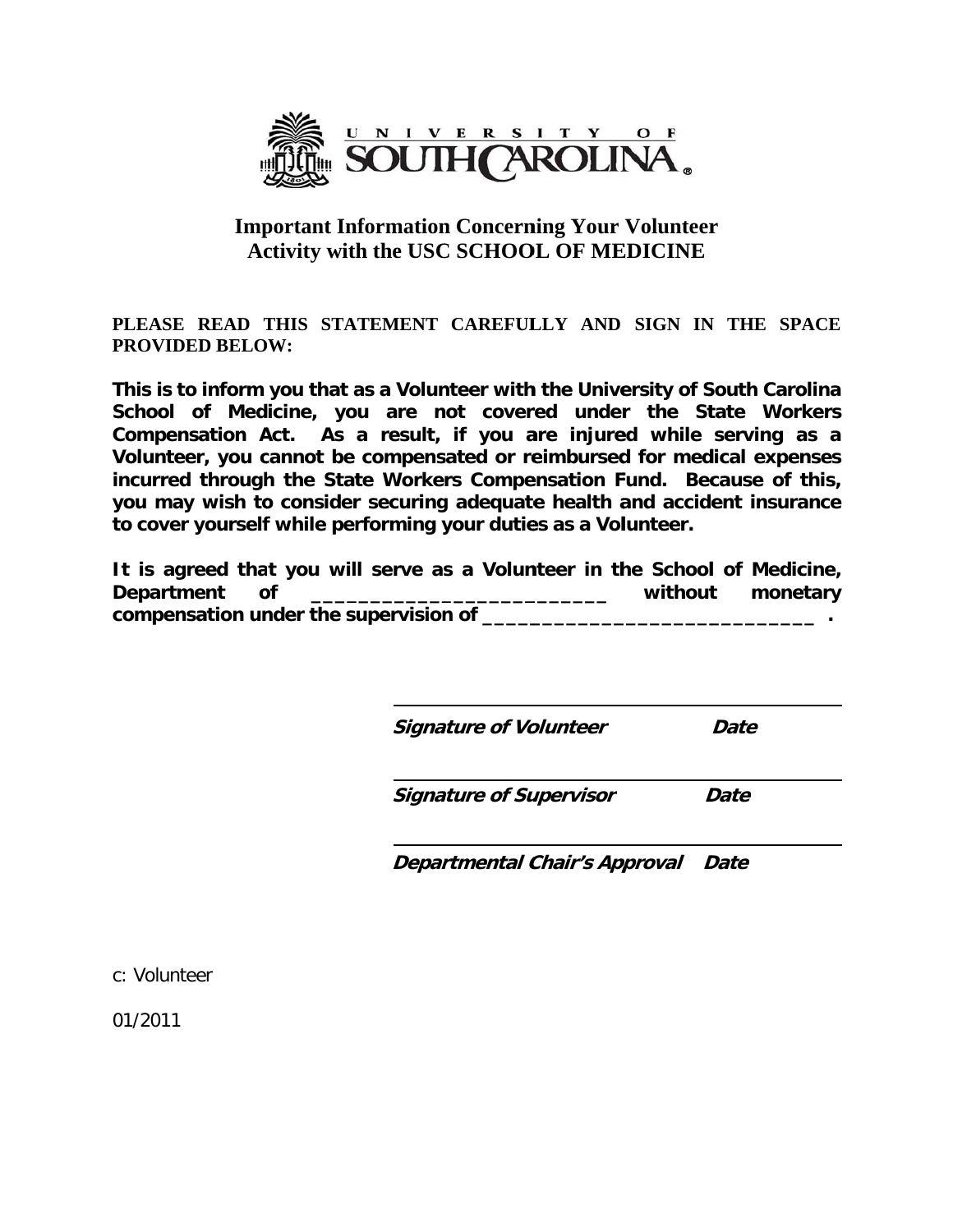UNIVERSITY OF SOUTH CAROLINA

## Important Information Concerning Your Volunteer Activity with the USC SCHOOL OF MEDICINE

**PLEASE READ THIS STATEMENT CAREFULLY AND SIGN IN THE SPACE PROVIDED BELOW:**

**This is to inform you that as a Volunteer with the University of South Carolina School of Medicine, you are not covered under the State Workers Compensation Act. As a result, if you are injured while serving as a Volunteer, you cannot be compensated or reimbursed for medical expenses incurred through the State Workers Compensation Fund. Because of this, you may wish to consider securing adequate health and accident insurance to cover yourself while performing your duties as a Volunteer.**

**It is agreed that you will serve as a Volunteer in the School of Medicine, Department of _________________________ without monetary compensation under the supervision of ____________________________ .**

______________________________________
***Signature of Volunteer*** ***Date***

______________________________________
***Signature of Supervisor*** ***Date***

______________________________________
***Departmental Chair's Approval*** ***Date***

c: Volunteer

01/2011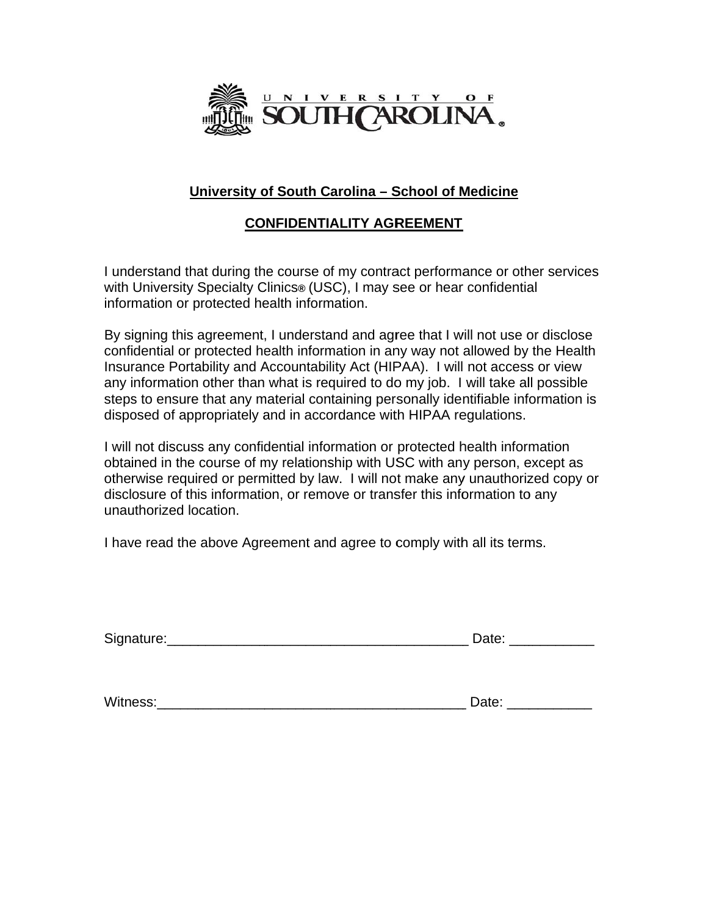## University of South Carolina – School of Medicine

## CONFIDENTIALITY AGREEMENT

I understand that during the course of my contract performance or other services with University Specialty Clinics® (USC), I may see or hear confidential information or protected health information.

By signing this agreement, I understand and agree that I will not use or disclose confidential or protected health information in any way not allowed by the Health Insurance Portability and Accountability Act (HIPAA). I will not access or view any information other than what is required to do my job. I will take all possible steps to ensure that any material containing personally identifiable information is disposed of appropriately and in accordance with HIPAA regulations.

I will not discuss any confidential information or protected health information obtained in the course of my relationship with USC with any person, except as otherwise required or permitted by law. I will not make any unauthorized copy or disclosure of this information, or remove or transfer this information to any unauthorized location.

I have read the above Agreement and agree to comply with all its terms.

Signature:_______________________________________ Date: ___________

Witness:________________________________________ Date: ___________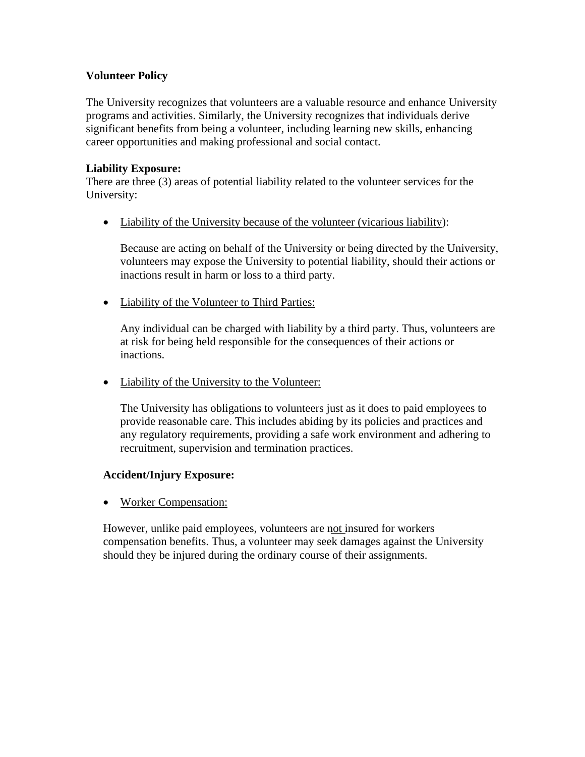**Volunteer Policy**

The University recognizes that volunteers are a valuable resource and enhance University programs and activities. Similarly, the University recognizes that individuals derive significant benefits from being a volunteer, including learning new skills, enhancing career opportunities and making professional and social contact.

**Liability Exposure:**
There are three (3) areas of potential liability related to the volunteer services for the University:

- <u>Liability of the University because of the volunteer (vicarious liability)</u>:

  Because are acting on behalf of the University or being directed by the University, volunteers may expose the University to potential liability, should their actions or inactions result in harm or loss to a third party.

- <u>Liability of the Volunteer to Third Parties:</u>

  Any individual can be charged with liability by a third party. Thus, volunteers are at risk for being held responsible for the consequences of their actions or inactions.

- <u>Liability of the University to the Volunteer:</u>

  The University has obligations to volunteers just as it does to paid employees to provide reasonable care. This includes abiding by its policies and practices and any regulatory requirements, providing a safe work environment and adhering to recruitment, supervision and termination practices.

**Accident/Injury Exposure:**

- <u>Worker Compensation:</u>

However, unlike paid employees, volunteers are <u>not</u> insured for workers compensation benefits. Thus, a volunteer may seek damages against the University should they be injured during the ordinary course of their assignments.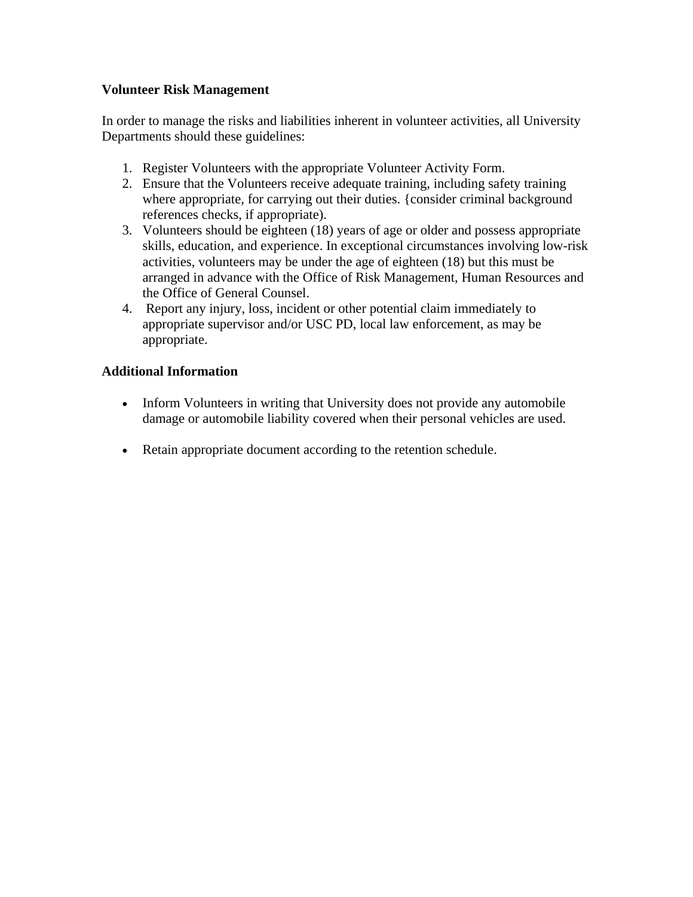**Volunteer Risk Management**

In order to manage the risks and liabilities inherent in volunteer activities, all University Departments should these guidelines:

1. Register Volunteers with the appropriate Volunteer Activity Form.
2. Ensure that the Volunteers receive adequate training, including safety training where appropriate, for carrying out their duties. {consider criminal background references checks, if appropriate).
3. Volunteers should be eighteen (18) years of age or older and possess appropriate skills, education, and experience. In exceptional circumstances involving low-risk activities, volunteers may be under the age of eighteen (18) but this must be arranged in advance with the Office of Risk Management, Human Resources and the Office of General Counsel.
4. Report any injury, loss, incident or other potential claim immediately to appropriate supervisor and/or USC PD, local law enforcement, as may be appropriate.

**Additional Information**

- Inform Volunteers in writing that University does not provide any automobile damage or automobile liability covered when their personal vehicles are used.

- Retain appropriate document according to the retention schedule.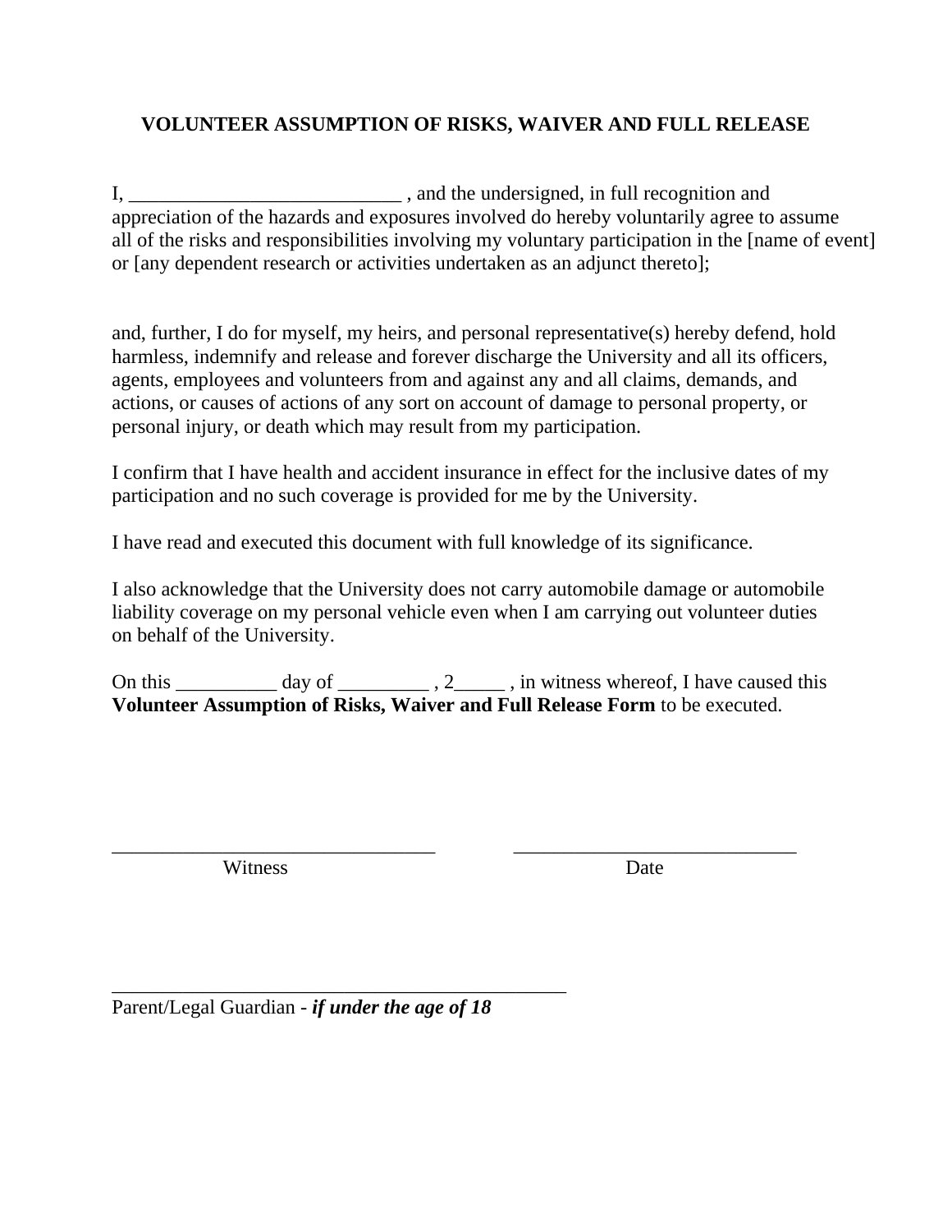# VOLUNTEER ASSUMPTION OF RISKS, WAIVER AND FULL RELEASE

I, ___________________________ , and the undersigned, in full recognition and appreciation of the hazards and exposures involved do hereby voluntarily agree to assume all of the risks and responsibilities involving my voluntary participation in the [name of event] or [any dependent research or activities undertaken as an adjunct thereto];

and, further, I do for myself, my heirs, and personal representative(s) hereby defend, hold harmless, indemnify and release and forever discharge the University and all its officers, agents, employees and volunteers from and against any and all claims, demands, and actions, or causes of actions of any sort on account of damage to personal property, or personal injury, or death which may result from my participation.

I confirm that I have health and accident insurance in effect for the inclusive dates of my participation and no such coverage is provided for me by the University.

I have read and executed this document with full knowledge of its significance.

I also acknowledge that the University does not carry automobile damage or automobile liability coverage on my personal vehicle even when I am carrying out volunteer duties on behalf of the University.

On this __________ day of _________ , 2_____ , in witness whereof, I have caused this **Volunteer Assumption of Risks, Waiver and Full Release Form** to be executed.

________________________________ ____________________________

Witness Date

_____________________________________________

Parent/Legal Guardian - ***if under the age of 18***